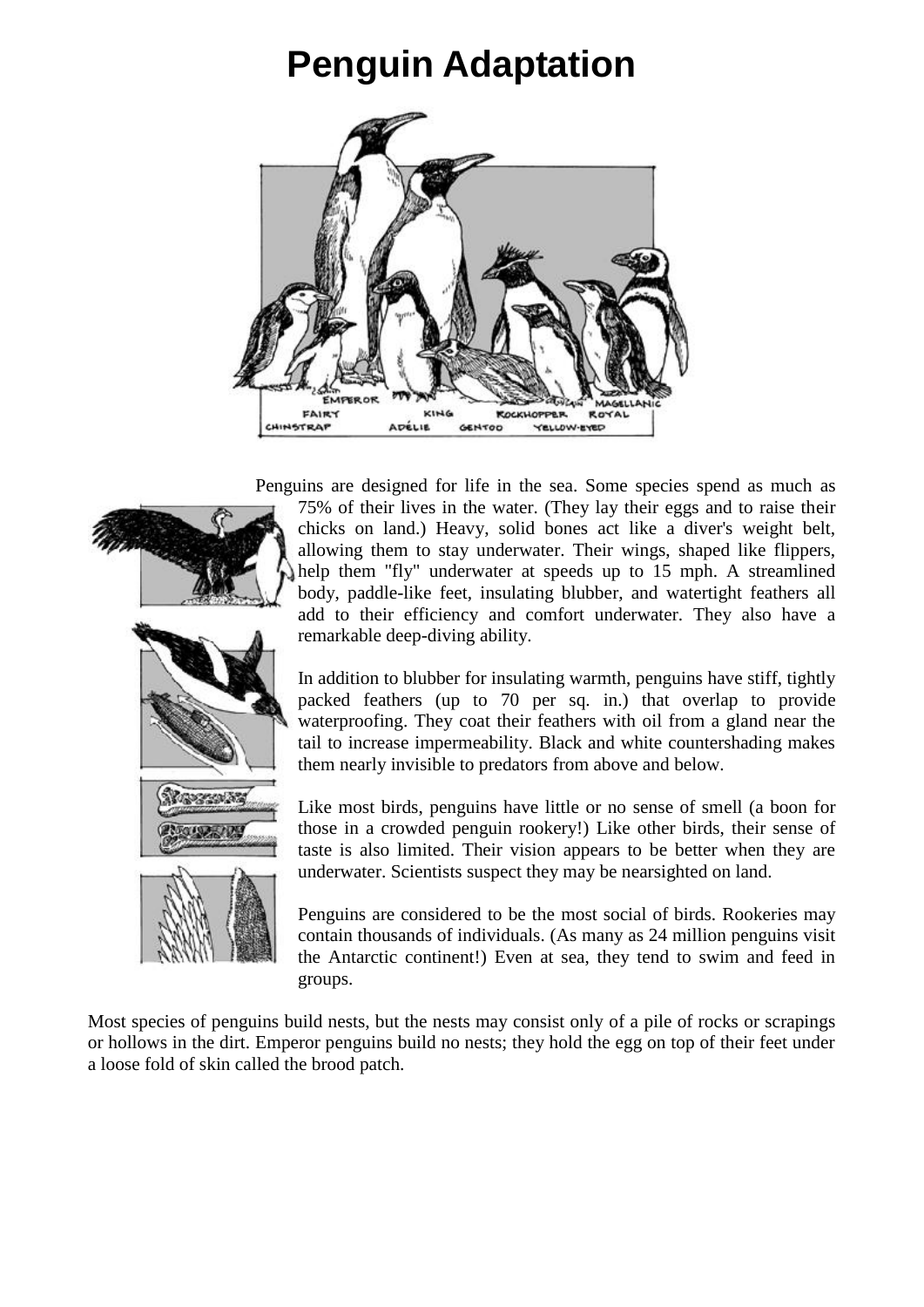# Penguin Adaptation

Penguins are designed for life in the sea. Some species spend as much as 75% of their lives in the water. (They lay their eggs and to raise their chicks on land.) Heavy, solid bones act like a diver's weight belt, allowing them to stay underwater. Their wings, shaped like flippers, help them "fly" underwater at speeds up to 15 mph. A streamlined body, paddle-like feet, insulating blubber, and watertight feathers all add to their efficiency and comfort underwater. They also have a remarkable deep-diving ability.

In addition to blubber for insulating warmth, penguins have stiff, tightly packed feathers (up to 70 per sq. in.) that overlap to provide waterproofing. They coat their feathers with oil from a gland near the tail to increase impermeability. Black and white countershading makes them nearly invisible to predators from above and below.

Like most birds, penguins have little or no sense of smell (a boon for those in a crowded penguin rookery!) Like other birds, their sense of taste is also limited. Their vision appears to be better when they are underwater. Scientists suspect they may be nearsighted on land.

Penguins are considered to be the most social of birds. Rookeries may contain thousands of individuals. (As many as 24 million penguins visit the Antarctic continent!) Even at sea, they tend to swim and feed in groups.

Most species of penguins build nests, but the nests may consist only of a pile of rocks or scrapings or hollows in the dirt. Emperor penguins build no nests; they hold the egg on top of their feet under a loose fold of skin called the brood patch.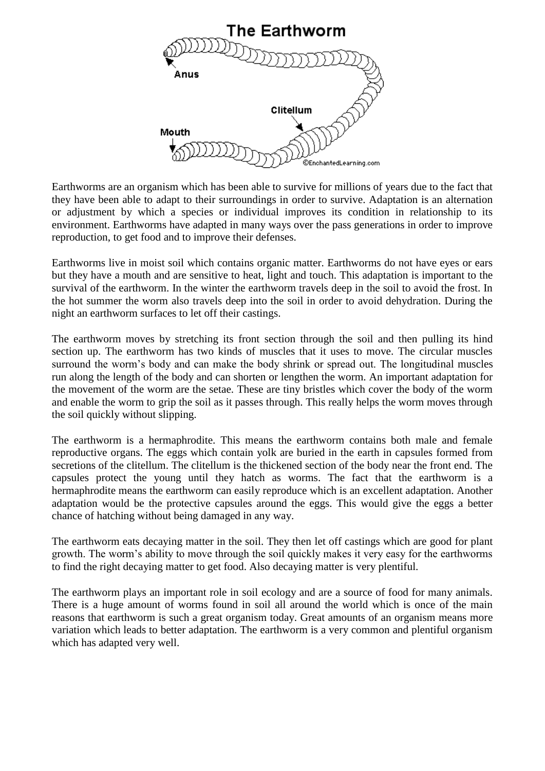# The Earthworm

Anus

Clitellum

Mouth

©EnchantedLearning.com

Earthworms are an organism which has been able to survive for millions of years due to the fact that they have been able to adapt to their surroundings in order to survive. Adaptation is an alternation or adjustment by which a species or individual improves its condition in relationship to its environment. Earthworms have adapted in many ways over the pass generations in order to improve reproduction, to get food and to improve their defenses.

Earthworms live in moist soil which contains organic matter. Earthworms do not have eyes or ears but they have a mouth and are sensitive to heat, light and touch. This adaptation is important to the survival of the earthworm. In the winter the earthworm travels deep in the soil to avoid the frost. In the hot summer the worm also travels deep into the soil in order to avoid dehydration. During the night an earthworm surfaces to let off their castings.

The earthworm moves by stretching its front section through the soil and then pulling its hind section up. The earthworm has two kinds of muscles that it uses to move. The circular muscles surround the worm's body and can make the body shrink or spread out. The longitudinal muscles run along the length of the body and can shorten or lengthen the worm. An important adaptation for the movement of the worm are the setae. These are tiny bristles which cover the body of the worm and enable the worm to grip the soil as it passes through. This really helps the worm moves through the soil quickly without slipping.

The earthworm is a hermaphrodite. This means the earthworm contains both male and female reproductive organs. The eggs which contain yolk are buried in the earth in capsules formed from secretions of the clitellum. The clitellum is the thickened section of the body near the front end. The capsules protect the young until they hatch as worms. The fact that the earthworm is a hermaphrodite means the earthworm can easily reproduce which is an excellent adaptation. Another adaptation would be the protective capsules around the eggs. This would give the eggs a better chance of hatching without being damaged in any way.

The earthworm eats decaying matter in the soil. They then let off castings which are good for plant growth. The worm's ability to move through the soil quickly makes it very easy for the earthworms to find the right decaying matter to get food. Also decaying matter is very plentiful.

The earthworm plays an important role in soil ecology and are a source of food for many animals. There is a huge amount of worms found in soil all around the world which is once of the main reasons that earthworm is such a great organism today. Great amounts of an organism means more variation which leads to better adaptation. The earthworm is a very common and plentiful organism which has adapted very well.